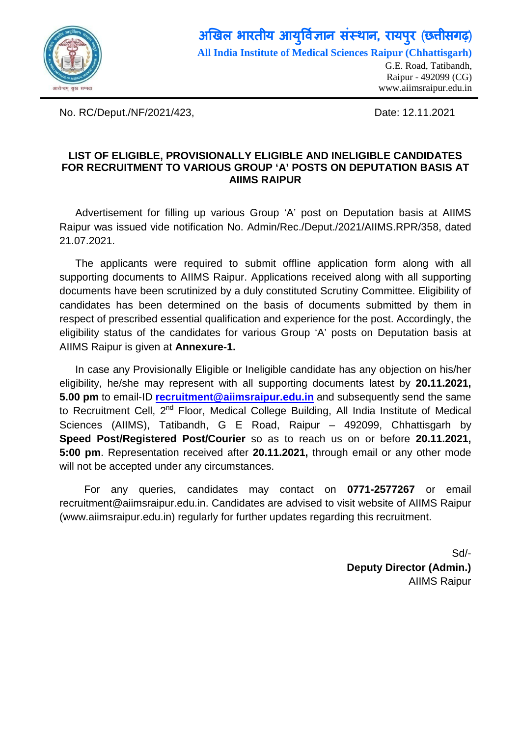# अखिल भारतीय आयुर्विज्ञान संस्थान, रायपुर (छत्तीसगढ़)

**All India Institute of Medical Sciences Raipur (Chhattisgarh)**

G.E. Road, Tatibandh,
Raipur - 492099 (CG)
www.aiimsraipur.edu.in

No. RC/Deput./NF/2021/423, Date: 12.11.2021

## LIST OF ELIGIBLE, PROVISIONALLY ELIGIBLE AND INELIGIBLE CANDIDATES FOR RECRUITMENT TO VARIOUS GROUP 'A' POSTS ON DEPUTATION BASIS AT AIIMS RAIPUR

Advertisement for filling up various Group 'A' post on Deputation basis at AIIMS Raipur was issued vide notification No. Admin/Rec./Deput./2021/AIIMS.RPR/358, dated 21.07.2021.

The applicants were required to submit offline application form along with all supporting documents to AIIMS Raipur. Applications received along with all supporting documents have been scrutinized by a duly constituted Scrutiny Committee. Eligibility of candidates has been determined on the basis of documents submitted by them in respect of prescribed essential qualification and experience for the post. Accordingly, the eligibility status of the candidates for various Group 'A' posts on Deputation basis at AIIMS Raipur is given at **Annexure-1.**

In case any Provisionally Eligible or Ineligible candidate has any objection on his/her eligibility, he/she may represent with all supporting documents latest by **20.11.2021, 5.00 pm** to email-ID **recruitment@aiimsraipur.edu.in** and subsequently send the same to Recruitment Cell, 2nd Floor, Medical College Building, All India Institute of Medical Sciences (AIIMS), Tatibandh, G E Road, Raipur – 492099, Chhattisgarh by **Speed Post/Registered Post/Courier** so as to reach us on or before **20.11.2021, 5:00 pm**. Representation received after **20.11.2021,** through email or any other mode will not be accepted under any circumstances.

For any queries, candidates may contact on **0771-2577267** or email recruitment@aiimsraipur.edu.in. Candidates are advised to visit website of AIIMS Raipur (www.aiimsraipur.edu.in) regularly for further updates regarding this recruitment.

Sd/-
**Deputy Director (Admin.)**
AIIMS Raipur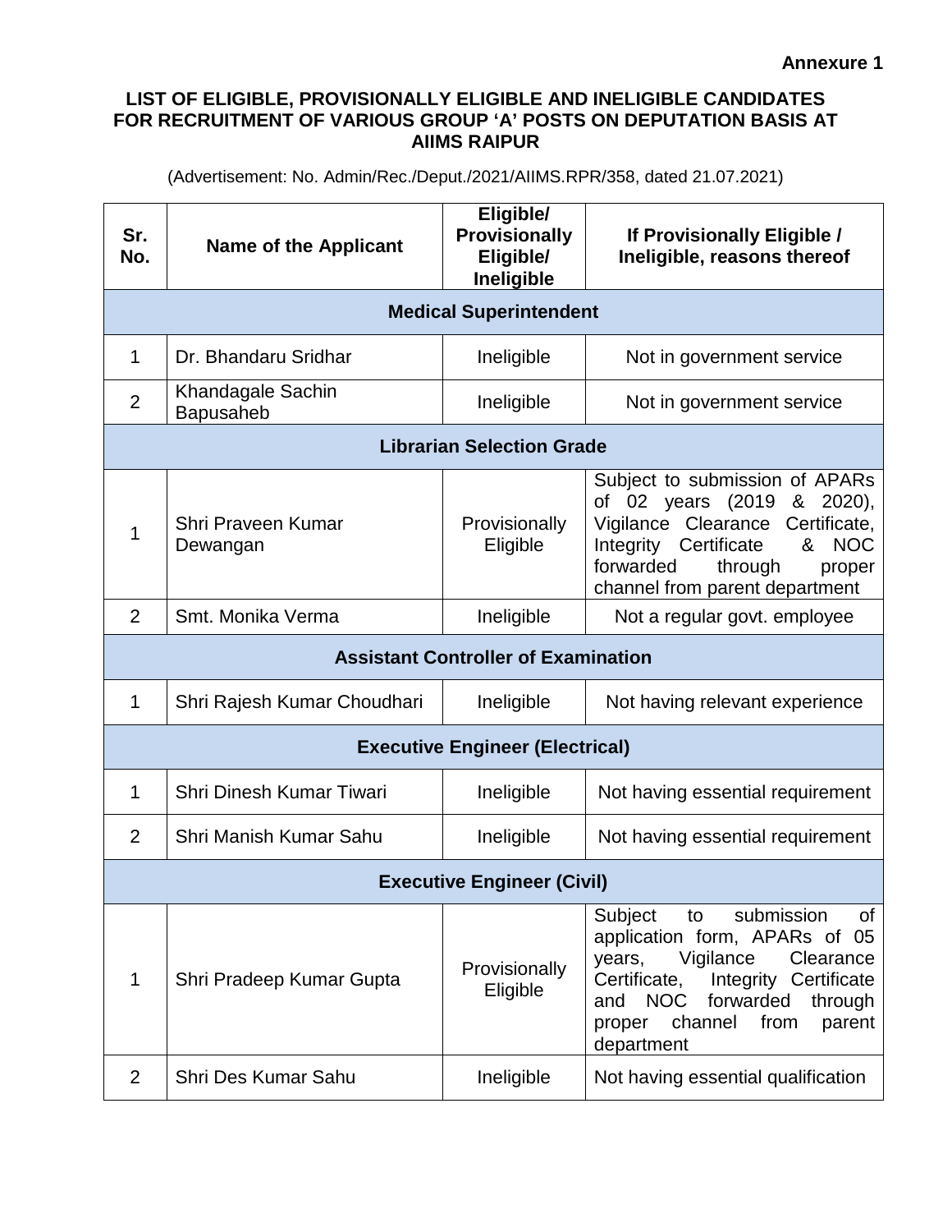**Annexure 1**

## LIST OF ELIGIBLE, PROVISIONALLY ELIGIBLE AND INELIGIBLE CANDIDATES FOR RECRUITMENT OF VARIOUS GROUP 'A' POSTS ON DEPUTATION BASIS AT AIIMS RAIPUR

(Advertisement: No. Admin/Rec./Deput./2021/AIIMS.RPR/358, dated 21.07.2021)

| Sr. No. | Name of the Applicant | Eligible/ Provisionally Eligible/ Ineligible | If Provisionally Eligible / Ineligible, reasons thereof |
|---|---|---|---|
| **Medical Superintendent** | | | |
| 1 | Dr. Bhandaru Sridhar | Ineligible | Not in government service |
| 2 | Khandagale Sachin Bapusaheb | Ineligible | Not in government service |
| **Librarian Selection Grade** | | | |
| 1 | Shri Praveen Kumar Dewangan | Provisionally Eligible | Subject to submission of APARs of 02 years (2019 & 2020), Vigilance Clearance Certificate, Integrity Certificate & NOC forwarded through proper channel from parent department |
| 2 | Smt. Monika Verma | Ineligible | Not a regular govt. employee |
| **Assistant Controller of Examination** | | | |
| 1 | Shri Rajesh Kumar Choudhari | Ineligible | Not having relevant experience |
| **Executive Engineer (Electrical)** | | | |
| 1 | Shri Dinesh Kumar Tiwari | Ineligible | Not having essential requirement |
| 2 | Shri Manish Kumar Sahu | Ineligible | Not having essential requirement |
| **Executive Engineer (Civil)** | | | |
| 1 | Shri Pradeep Kumar Gupta | Provisionally Eligible | Subject to submission of application form, APARs of 05 years, Vigilance Clearance Certificate, Integrity Certificate and NOC forwarded through proper channel from parent department |
| 2 | Shri Des Kumar Sahu | Ineligible | Not having essential qualification |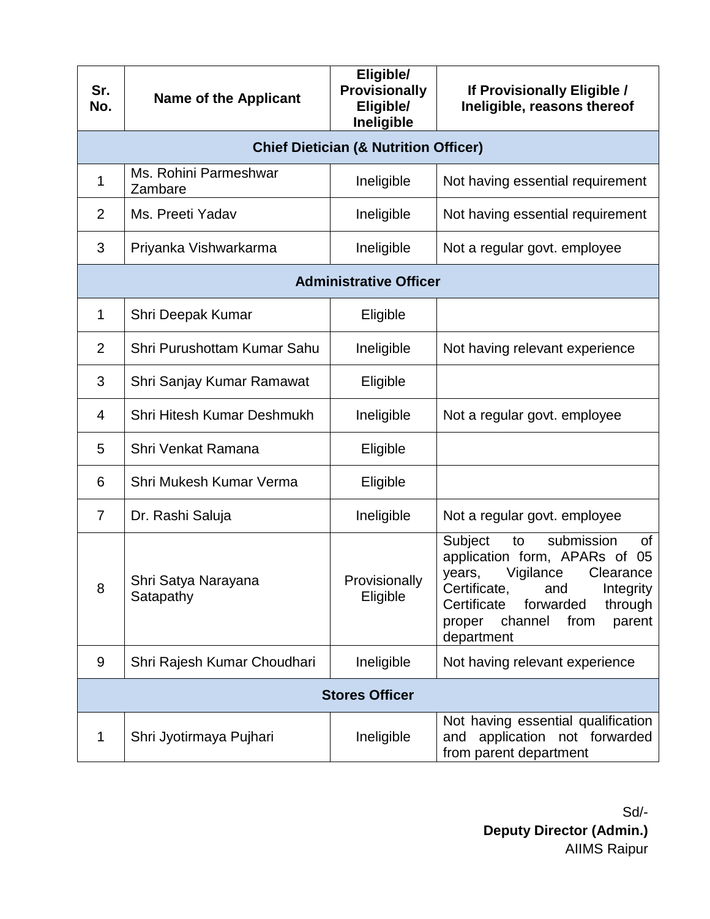| Sr. No. | Name of the Applicant | Eligible/ Provisionally Eligible/ Ineligible | If Provisionally Eligible / Ineligible, reasons thereof |
|---|---|---|---|
| **Chief Dietician (& Nutrition Officer)** | | | |
| 1 | Ms. Rohini Parmeshwar Zambare | Ineligible | Not having essential requirement |
| 2 | Ms. Preeti Yadav | Ineligible | Not having essential requirement |
| 3 | Priyanka Vishwarkarma | Ineligible | Not a regular govt. employee |
| **Administrative Officer** | | | |
| 1 | Shri Deepak Kumar | Eligible | |
| 2 | Shri Purushottam Kumar Sahu | Ineligible | Not having relevant experience |
| 3 | Shri Sanjay Kumar Ramawat | Eligible | |
| 4 | Shri Hitesh Kumar Deshmukh | Ineligible | Not a regular govt. employee |
| 5 | Shri Venkat Ramana | Eligible | |
| 6 | Shri Mukesh Kumar Verma | Eligible | |
| 7 | Dr. Rashi Saluja | Ineligible | Not a regular govt. employee |
| 8 | Shri Satya Narayana Satapathy | Provisionally Eligible | Subject to submission of application form, APARs of 05 years, Vigilance Clearance Certificate, and Integrity Certificate forwarded through proper channel from parent department |
| 9 | Shri Rajesh Kumar Choudhari | Ineligible | Not having relevant experience |
| **Stores Officer** | | | |
| 1 | Shri Jyotirmaya Pujhari | Ineligible | Not having essential qualification and application not forwarded from parent department |

Sd/-
**Deputy Director (Admin.)**
AIIMS Raipur